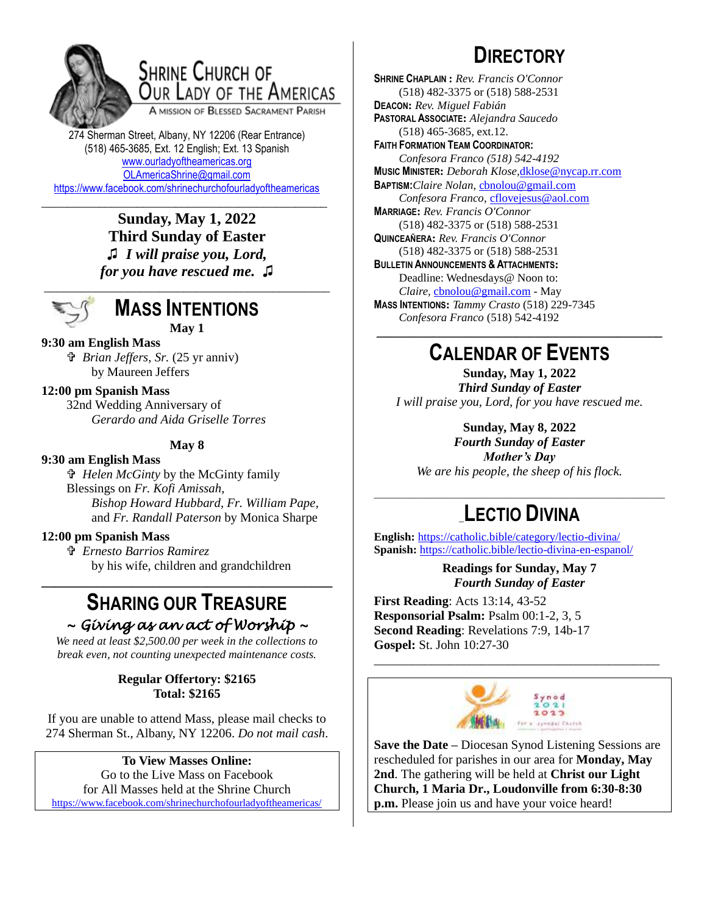# Shrine Church of Our Lady of the Americas

A Mission of Blessed Sacrament Parish

274 Sherman Street, Albany, NY 12206 (Rear Entrance)
(518) 465-3685, Ext. 12 English; Ext. 13 Spanish
www.ourladyoftheamericas.org
OLAmericaShrine@gmail.com
https://www.facebook.com/shrinechurchofourladyoftheamericas

**Sunday, May 1, 2022**
**Third Sunday of Easter**
***♫ I will praise you, Lord, for you have rescued me. ♫***

## Mass Intentions

**May 1**

**9:30 am English Mass**
✞ *Brian Jeffers, Sr.* (25 yr anniv) by Maureen Jeffers

**12:00 pm Spanish Mass**
32nd Wedding Anniversary of *Gerardo and Aida Griselle Torres*

**May 8**

**9:30 am English Mass**
✞ *Helen McGinty* by the McGinty family
Blessings on *Fr. Kofi Amissah, Bishop Howard Hubbard, Fr. William Pape,* and *Fr. Randall Paterson* by Monica Sharpe

**12:00 pm Spanish Mass**
✞ *Ernesto Barrios Ramirez* by his wife, children and grandchildren

## Sharing our Treasure

*~ Giving as an act of Worship ~*

*We need at least $2,500.00 per week in the collections to break even, not counting unexpected maintenance costs.*

**Regular Offertory: $2165**
**Total: $2165**

If you are unable to attend Mass, please mail checks to 274 Sherman St., Albany, NY 12206. *Do not mail cash*.

**To View Masses Online:**
Go to the Live Mass on Facebook for All Masses held at the Shrine Church
https://www.facebook.com/shrinechurchofourladyoftheamericas/

## Directory

**Shrine Chaplain :** *Rev. Francis O'Connor*
(518) 482-3375 or (518) 588-2531
**Deacon:** *Rev. Miguel Fabián*
**Pastoral Associate:** *Alejandra Saucedo*
(518) 465-3685, ext.12.
**Faith Formation Team Coordinator:**
*Confesora Franco (518) 542-4192*
**Music Minister:** *Deborah Klose*, dklose@nycap.rr.com
**Baptism:** *Claire Nolan*, cbnolou@gmail.com
*Confesora Franco*, cflovejesus@aol.com
**Marriage:** *Rev. Francis O'Connor*
(518) 482-3375 or (518) 588-2531
**Quinceañera:** *Rev. Francis O'Connor*
(518) 482-3375 or (518) 588-2531
**Bulletin Announcements & Attachments:**
Deadline: Wednesdays@ Noon to:
*Claire*, cbnolou@gmail.com - May
**Mass Intentions:** *Tammy Crasto* (518) 229-7345
*Confesora Franco* (518) 542-4192

## Calendar of Events

**Sunday, May 1, 2022**
***Third Sunday of Easter***
*I will praise you, Lord, for you have rescued me.*

**Sunday, May 8, 2022**
***Fourth Sunday of Easter***
***Mother's Day***
*We are his people, the sheep of his flock.*

## Lectio Divina

**English:** https://catholic.bible/category/lectio-divina/
**Spanish:** https://catholic.bible/lectio-divina-en-espanol/

**Readings for Sunday, May 7**
***Fourth Sunday of Easter***

**First Reading**: Acts 13:14, 43-52
**Responsorial Psalm:** Psalm 00:1-2, 3, 5
**Second Reading**: Revelations 7:9, 14b-17
**Gospel:** St. John 10:27-30

**Save the Date** – Diocesan Synod Listening Sessions are rescheduled for parishes in our area for **Monday, May 2nd**. The gathering will be held at **Christ our Light Church, 1 Maria Dr., Loudonville from 6:30-8:30 p.m.** Please join us and have your voice heard!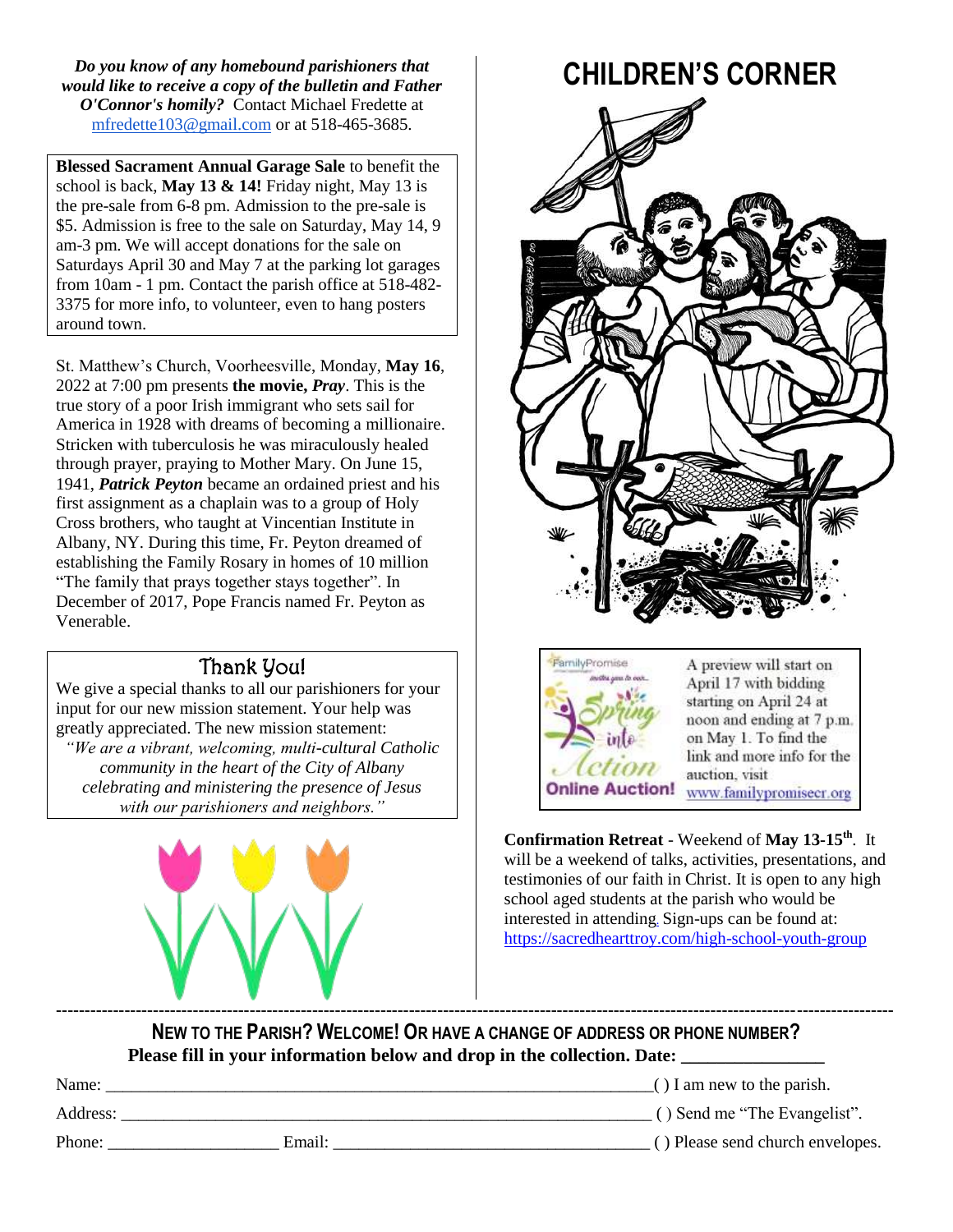***Do you know of any homebound parishioners that would like to receive a copy of the bulletin and Father O'Connor's homily?*** Contact Michael Fredette at mfredette103@gmail.com or at 518-465-3685.

**Blessed Sacrament Annual Garage Sale** to benefit the school is back, **May 13 & 14!** Friday night, May 13 is the pre-sale from 6-8 pm. Admission to the pre-sale is $5. Admission is free to the sale on Saturday, May 14, 9 am-3 pm. We will accept donations for the sale on Saturdays April 30 and May 7 at the parking lot garages from 10am - 1 pm. Contact the parish office at 518-482-3375 for more info, to volunteer, even to hang posters around town.

St. Matthew's Church, Voorheesville, Monday, **May 16**, 2022 at 7:00 pm presents **the movie, *Pray***. This is the true story of a poor Irish immigrant who sets sail for America in 1928 with dreams of becoming a millionaire. Stricken with tuberculosis he was miraculously healed through prayer, praying to Mother Mary. On June 15, 1941, ***Patrick Peyton*** became an ordained priest and his first assignment as a chaplain was to a group of Holy Cross brothers, who taught at Vincentian Institute in Albany, NY. During this time, Fr. Peyton dreamed of establishing the Family Rosary in homes of 10 million "The family that prays together stays together". In December of 2017, Pope Francis named Fr. Peyton as Venerable.

## Thank You!

We give a special thanks to all our parishioners for your input for our new mission statement. Your help was greatly appreciated. The new mission statement:

*"We are a vibrant, welcoming, multi-cultural Catholic community in the heart of the City of Albany celebrating and ministering the presence of Jesus with our parishioners and neighbors."*

# CHILDREN'S CORNER

FamilyPromise

Spring into Action

Online Auction!

A preview will start on April 17 with bidding starting on April 24 at noon and ending at 7 p.m. on May 1. To find the link and more info for the auction, visit www.familypromisecr.org

**Confirmation Retreat** - Weekend of **May 13-15th**. It will be a weekend of talks, activities, presentations, and testimonies of our faith in Christ. It is open to any high school aged students at the parish who would be interested in attending. Sign-ups can be found at: https://sacredhearttroy.com/high-school-youth-group

---

## NEW TO THE PARISH? WELCOME! OR HAVE A CHANGE OF ADDRESS OR PHONE NUMBER?

**Please fill in your information below and drop in the collection. Date: _______________**

Name: _______________________________________________ ( ) I am new to the parish.

Address: _____________________________________________ ( ) Send me "The Evangelist".

Phone: ___________________ Email: ___________________________ ( ) Please send church envelopes.